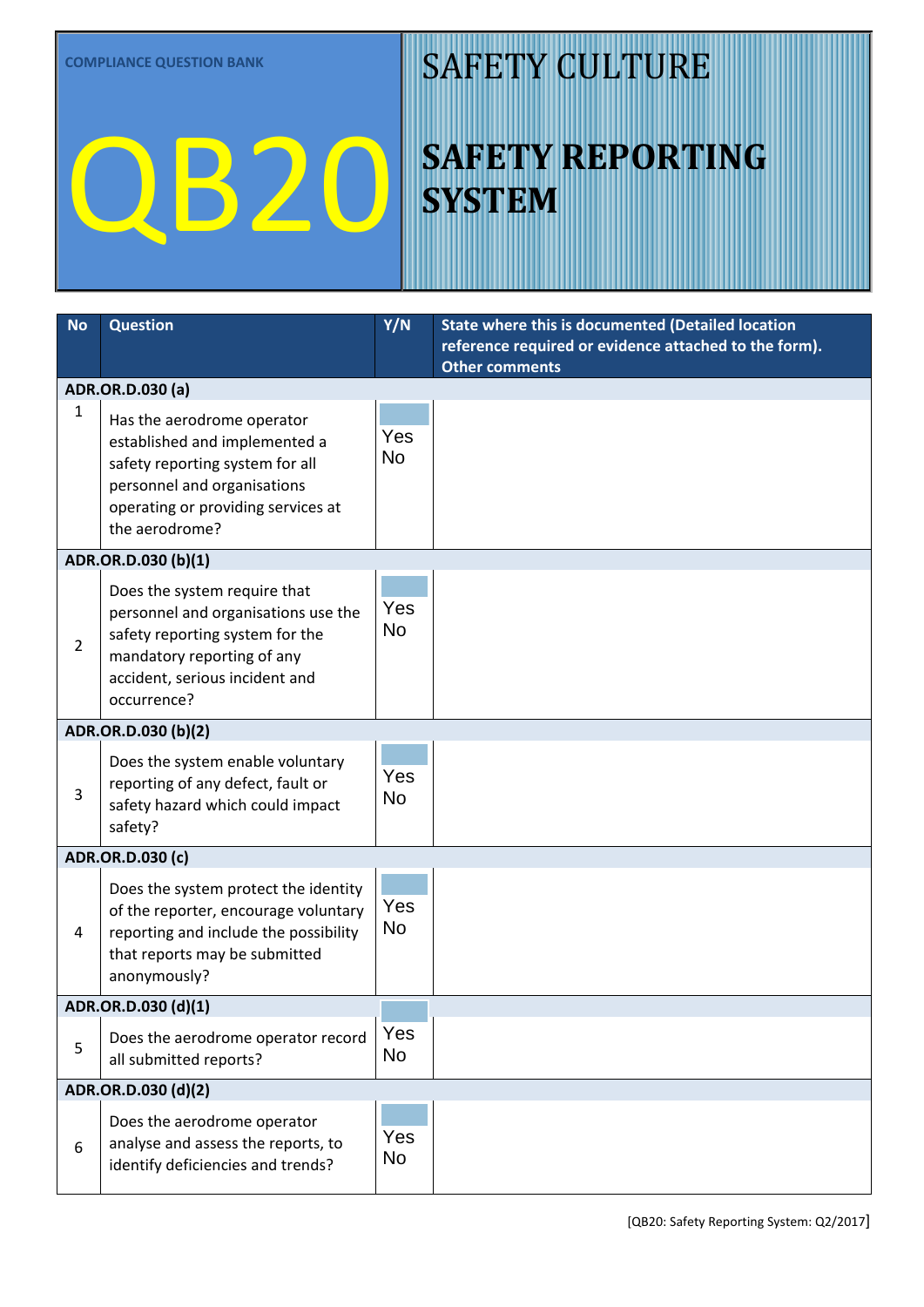COMPLIANCE QUESTION BANK

# QB20

# SAFETY CULTURE

## SAFETY REPORTING SYSTEM

| No | Question | Y/N | State where this is documented (Detailed location reference required or evidence attached to the form). Other comments |
|---|---|---|---|
| **ADR.OR.D.030 (a)** | | | |
| 1 | Has the aerodrome operator established and implemented a safety reporting system for all personnel and organisations operating or providing services at the aerodrome? | Yes No | |
| **ADR.OR.D.030 (b)(1)** | | | |
| 2 | Does the system require that personnel and organisations use the safety reporting system for the mandatory reporting of any accident, serious incident and occurrence? | Yes No | |
| **ADR.OR.D.030 (b)(2)** | | | |
| 3 | Does the system enable voluntary reporting of any defect, fault or safety hazard which could impact safety? | Yes No | |
| **ADR.OR.D.030 (c)** | | | |
| 4 | Does the system protect the identity of the reporter, encourage voluntary reporting and include the possibility that reports may be submitted anonymously? | Yes No | |
| **ADR.OR.D.030 (d)(1)** | | | |
| 5 | Does the aerodrome operator record all submitted reports? | Yes No | |
| **ADR.OR.D.030 (d)(2)** | | | |
| 6 | Does the aerodrome operator analyse and assess the reports, to identify deficiencies and trends? | Yes No | |

[QB20: Safety Reporting System: Q2/2017]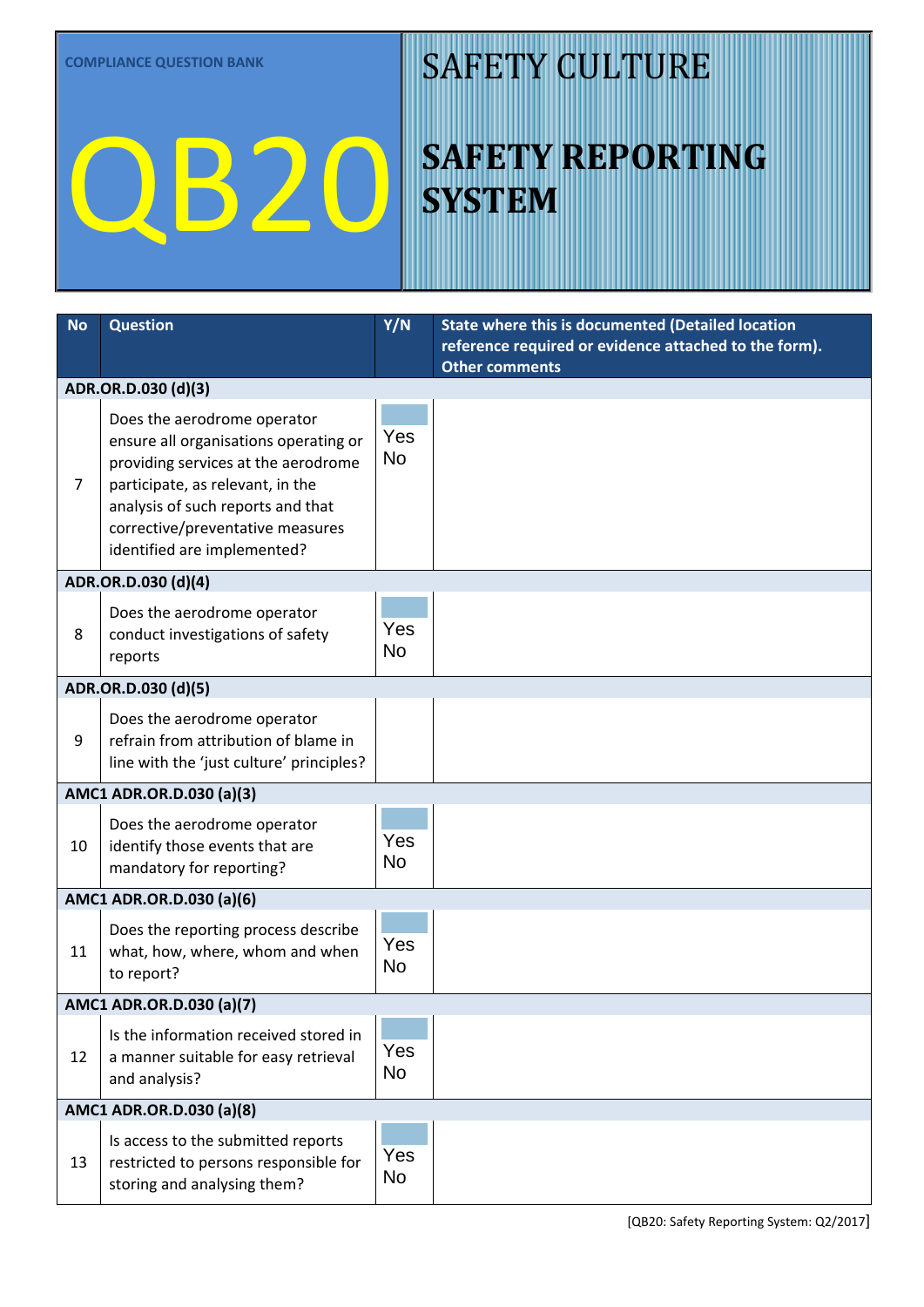COMPLIANCE QUESTION BANK

# QB20

# SAFETY CULTURE

## SAFETY REPORTING SYSTEM

| No | Question | Y/N | State where this is documented (Detailed location reference required or evidence attached to the form). Other comments |
|---|---|---|---|
| **ADR.OR.D.030 (d)(3)** | | | |
| 7 | Does the aerodrome operator ensure all organisations operating or providing services at the aerodrome participate, as relevant, in the analysis of such reports and that corrective/preventative measures identified are implemented? | Yes No | |
| **ADR.OR.D.030 (d)(4)** | | | |
| 8 | Does the aerodrome operator conduct investigations of safety reports | Yes No | |
| **ADR.OR.D.030 (d)(5)** | | | |
| 9 | Does the aerodrome operator refrain from attribution of blame in line with the 'just culture' principles? | | |
| **AMC1 ADR.OR.D.030 (a)(3)** | | | |
| 10 | Does the aerodrome operator identify those events that are mandatory for reporting? | Yes No | |
| **AMC1 ADR.OR.D.030 (a)(6)** | | | |
| 11 | Does the reporting process describe what, how, where, whom and when to report? | Yes No | |
| **AMC1 ADR.OR.D.030 (a)(7)** | | | |
| 12 | Is the information received stored in a manner suitable for easy retrieval and analysis? | Yes No | |
| **AMC1 ADR.OR.D.030 (a)(8)** | | | |
| 13 | Is access to the submitted reports restricted to persons responsible for storing and analysing them? | Yes No | |

[QB20: Safety Reporting System: Q2/2017]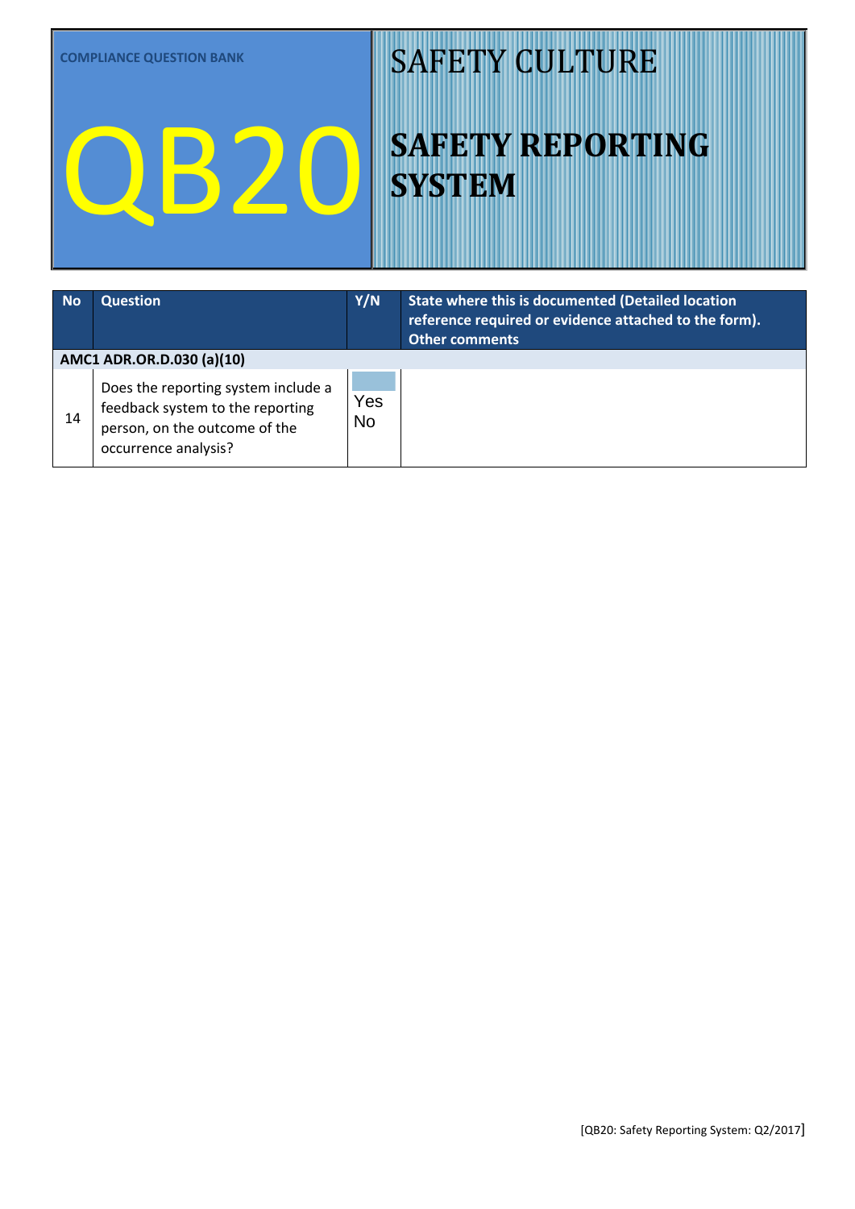COMPLIANCE QUESTION BANK

# QB20

# SAFETY CULTURE

## SAFETY REPORTING SYSTEM

| No | Question | Y/N | State where this is documented (Detailed location reference required or evidence attached to the form). Other comments |
|---|---|---|---|
| **AMC1 ADR.OR.D.030 (a)(10)** | | | |
| 14 | Does the reporting system include a feedback system to the reporting person, on the outcome of the occurrence analysis? | Yes No | |